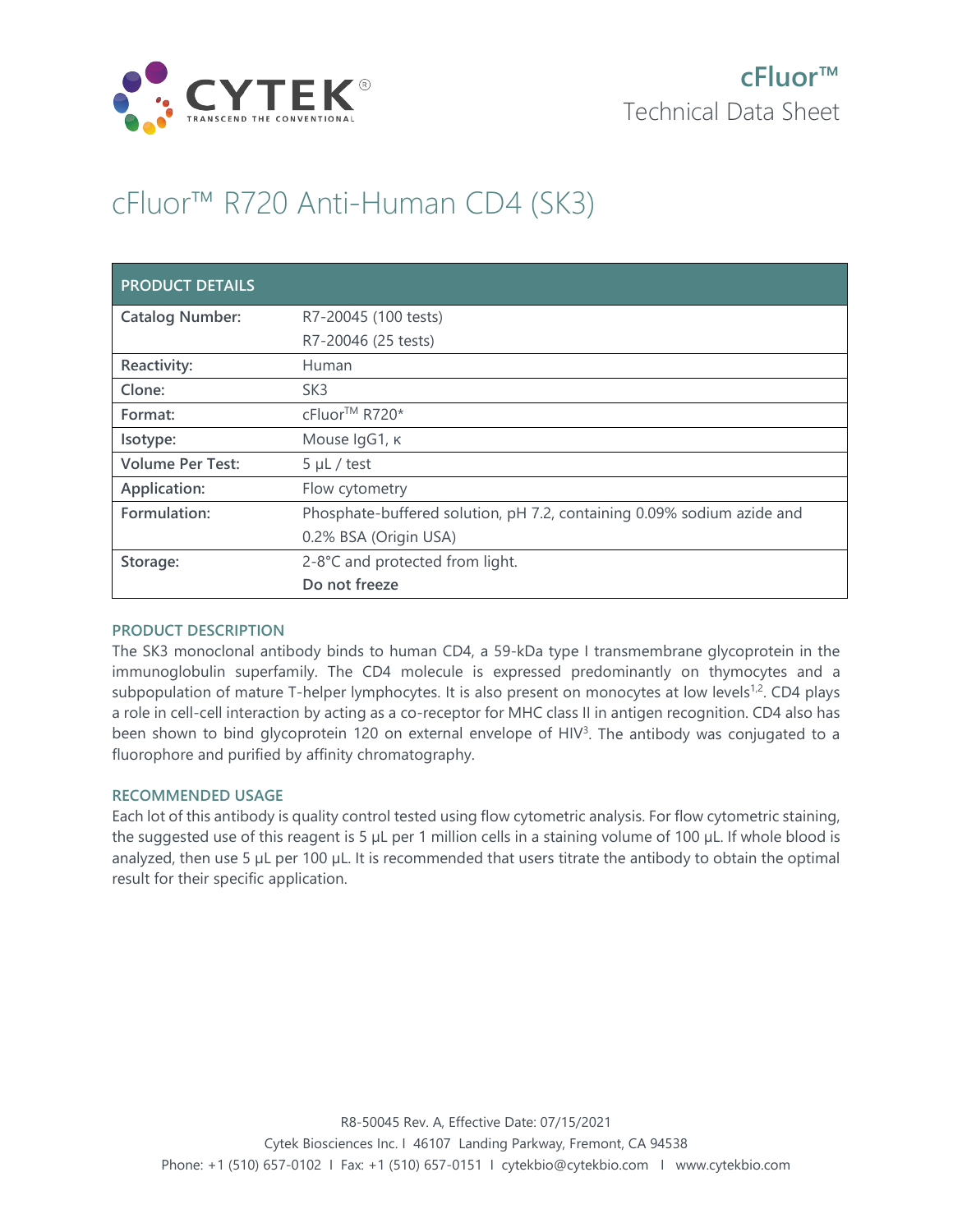cFluor™
Technical Data Sheet

# cFluor™ R720 Anti-Human CD4 (SK3)

| PRODUCT DETAILS | |
|---|---|
| **Catalog Number:** | R7-20045 (100 tests)<br>R7-20046 (25 tests) |
| **Reactivity:** | Human |
| **Clone:** | SK3 |
| **Format:** | cFluor™ R720* |
| **Isotype:** | Mouse IgG1, κ |
| **Volume Per Test:** | 5 µL / test |
| **Application:** | Flow cytometry |
| **Formulation:** | Phosphate-buffered solution, pH 7.2, containing 0.09% sodium azide and 0.2% BSA (Origin USA) |
| **Storage:** | 2-8°C and protected from light.<br>**Do not freeze** |

## PRODUCT DESCRIPTION

The SK3 monoclonal antibody binds to human CD4, a 59-kDa type I transmembrane glycoprotein in the immunoglobulin superfamily. The CD4 molecule is expressed predominantly on thymocytes and a subpopulation of mature T-helper lymphocytes. It is also present on monocytes at low levels[1,2]. CD4 plays a role in cell-cell interaction by acting as a co-receptor for MHC class II in antigen recognition. CD4 also has been shown to bind glycoprotein 120 on external envelope of HIV[3]. The antibody was conjugated to a fluorophore and purified by affinity chromatography.

## RECOMMENDED USAGE

Each lot of this antibody is quality control tested using flow cytometric analysis. For flow cytometric staining, the suggested use of this reagent is 5 µL per 1 million cells in a staining volume of 100 µL. If whole blood is analyzed, then use 5 µL per 100 µL. It is recommended that users titrate the antibody to obtain the optimal result for their specific application.

R8-50045 Rev. A, Effective Date: 07/15/2021
Cytek Biosciences Inc. I 46107 Landing Parkway, Fremont, CA 94538
Phone: +1 (510) 657-0102 I Fax: +1 (510) 657-0151 I cytekbio@cytekbio.com I www.cytekbio.com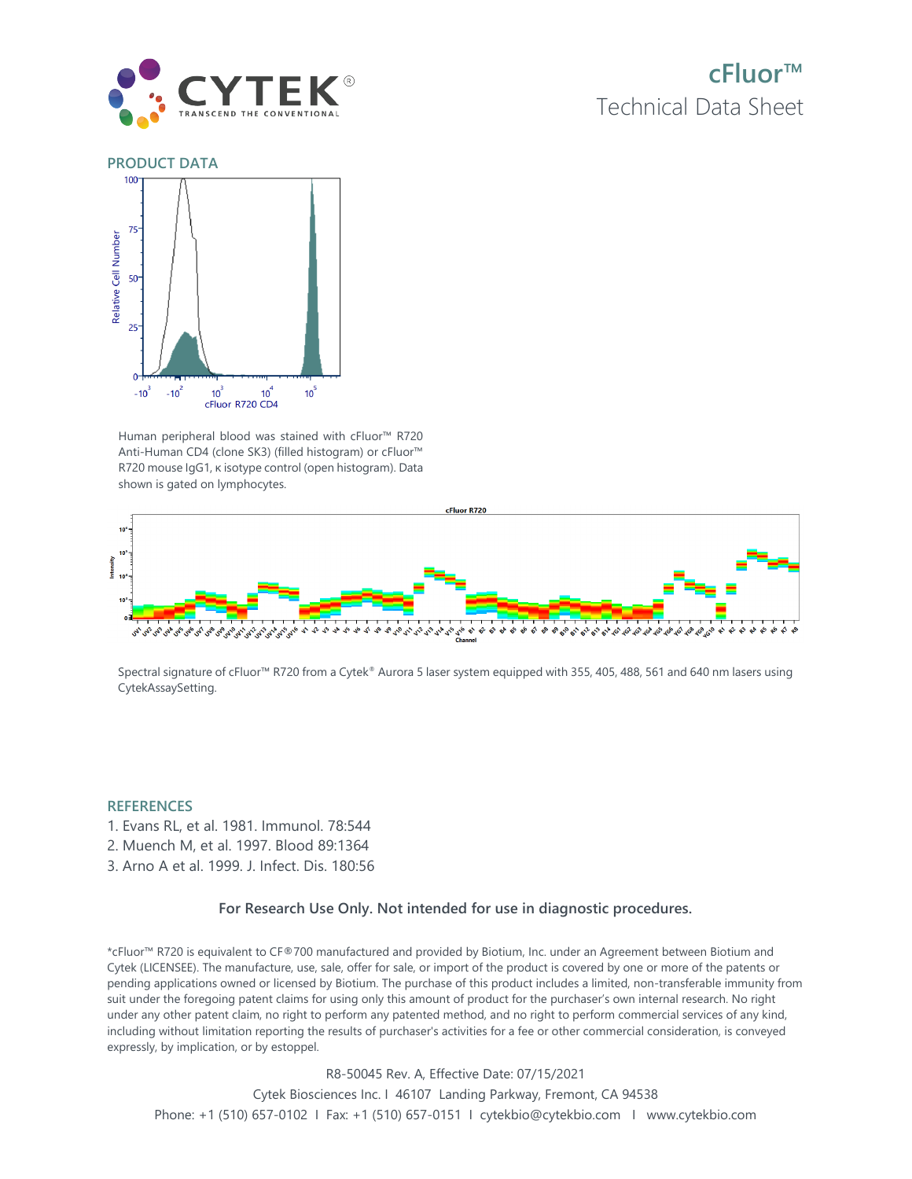## PRODUCT DATA

100
75
50
25
0
Relative Cell Number
$-10^3$ $-10^2$ $10^3$ $10^4$ $10^5$
cFluor R720 CD4

Human peripheral blood was stained with cFluor™ R720 Anti-Human CD4 (clone SK3) (filled histogram) or cFluor™ R720 mouse IgG1, κ isotype control (open histogram). Data shown is gated on lymphocytes.

cFluor R720

Intensity

Channel

UV1 UV2 UV3 UV4 UV5 UV6 UV7 UV8 UV9 UV10 UV11 UV12 UV13 UV14 UV15 UV16 V1 V2 V3 V4 V5 V6 V7 V8 V9 V10 V11 V12 V13 V14 V15 V16 B1 B2 B3 B4 B5 B6 B7 B8 B9 B10 B11 B12 B13 B14 YG1 YG2 YG3 YG4 YG5 YG6 YG7 YG8 YG9 YG10 R1 R2 R3 R4 R5 R6 R7 R8

Spectral signature of cFluor™ R720 from a Cytek® Aurora 5 laser system equipped with 355, 405, 488, 561 and 640 nm lasers using CytekAssaySetting.

## REFERENCES

1. Evans RL, et al. 1981. Immunol. 78:544
2. Muench M, et al. 1997. Blood 89:1364
3. Arno A et al. 1999. J. Infect. Dis. 180:56

**For Research Use Only. Not intended for use in diagnostic procedures.**

*cFluor™ R720 is equivalent to CF®700 manufactured and provided by Biotium, Inc. under an Agreement between Biotium and Cytek (LICENSEE). The manufacture, use, sale, offer for sale, or import of the product is covered by one or more of the patents or pending applications owned or licensed by Biotium. The purchase of this product includes a limited, non-transferable immunity from suit under the foregoing patent claims for using only this amount of product for the purchaser's own internal research. No right under any other patent claim, no right to perform any patented method, and no right to perform commercial services of any kind, including without limitation reporting the results of purchaser's activities for a fee or other commercial consideration, is conveyed expressly, by implication, or by estoppel.

R8-50045 Rev. A, Effective Date: 07/15/2021

Cytek Biosciences Inc. I 46107 Landing Parkway, Fremont, CA 94538

Phone: +1 (510) 657-0102 I Fax: +1 (510) 657-0151 I cytekbio@cytekbio.com I www.cytekbio.com